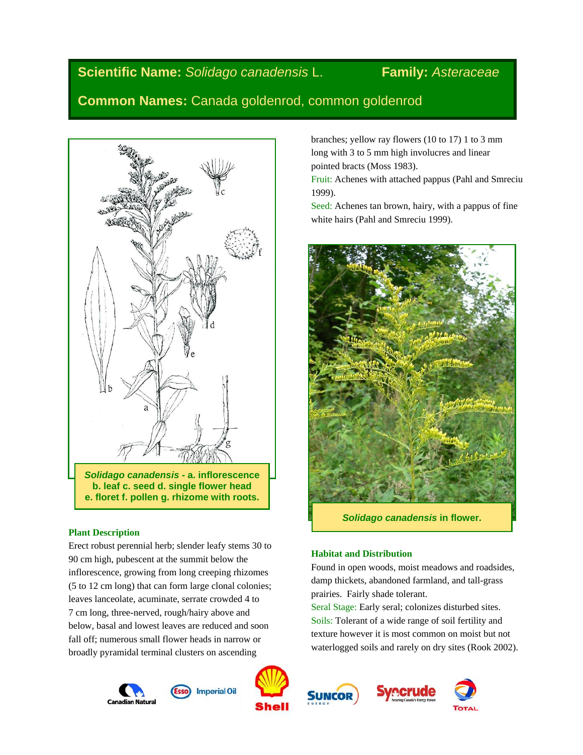**Scientific Name:** *Solidago canadensis* L. **Family:** *Asteraceae*

**Common Names:** Canada goldenrod, common goldenrod

***Solidago canadensis*** **- a. inflorescence b. leaf c. seed d. single flower head e. floret f. pollen g. rhizome with roots.**

### Plant Description

Erect robust perennial herb; slender leafy stems 30 to 90 cm high, pubescent at the summit below the inflorescence, growing from long creeping rhizomes (5 to 12 cm long) that can form large clonal colonies; leaves lanceolate, acuminate, serrate crowded 4 to 7 cm long, three-nerved, rough/hairy above and below, basal and lowest leaves are reduced and soon fall off; numerous small flower heads in narrow or broadly pyramidal terminal clusters on ascending branches; yellow ray flowers (10 to 17) 1 to 3 mm long with 3 to 5 mm high involucres and linear pointed bracts (Moss 1983).

Fruit: Achenes with attached pappus (Pahl and Smreciu 1999).

Seed: Achenes tan brown, hairy, with a pappus of fine white hairs (Pahl and Smreciu 1999).

***Solidago canadensis*** **in flower.**

### Habitat and Distribution

Found in open woods, moist meadows and roadsides, damp thickets, abandoned farmland, and tall-grass prairies. Fairly shade tolerant.

Seral Stage: Early seral; colonizes disturbed sites.

Soils: Tolerant of a wide range of soil fertility and texture however it is most common on moist but not waterlogged soils and rarely on dry sites (Rook 2002).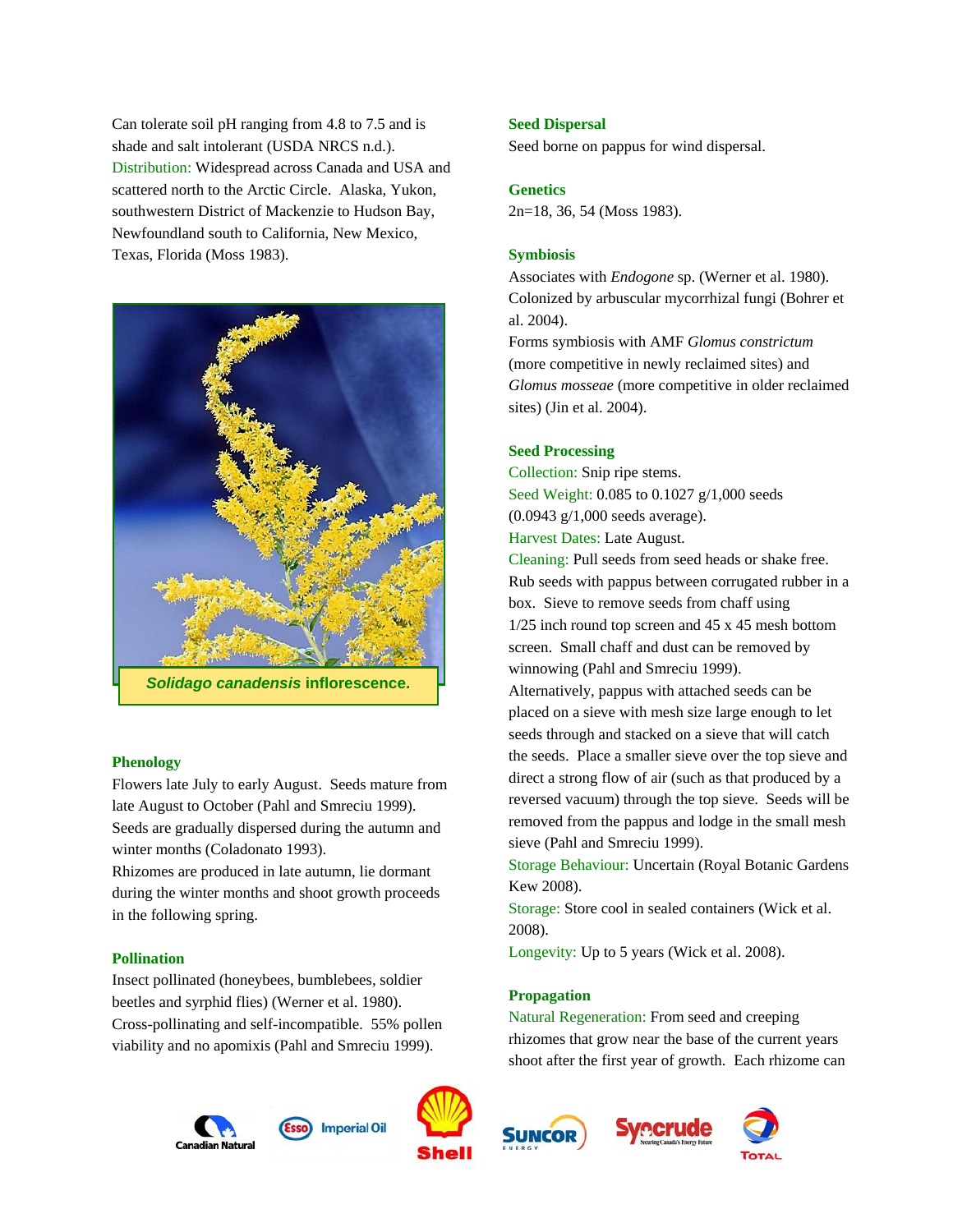Can tolerate soil pH ranging from 4.8 to 7.5 and is shade and salt intolerant (USDA NRCS n.d.).

Distribution: Widespread across Canada and USA and scattered north to the Arctic Circle. Alaska, Yukon, southwestern District of Mackenzie to Hudson Bay, Newfoundland south to California, New Mexico, Texas, Florida (Moss 1983).

***Solidago canadensis* inflorescence.**

### Phenology

Flowers late July to early August. Seeds mature from late August to October (Pahl and Smreciu 1999). Seeds are gradually dispersed during the autumn and winter months (Coladonato 1993).

Rhizomes are produced in late autumn, lie dormant during the winter months and shoot growth proceeds in the following spring.

### Pollination

Insect pollinated (honeybees, bumblebees, soldier beetles and syrphid flies) (Werner et al. 1980). Cross-pollinating and self-incompatible. 55% pollen viability and no apomixis (Pahl and Smreciu 1999).

### Seed Dispersal

Seed borne on pappus for wind dispersal.

### Genetics

2n=18, 36, 54 (Moss 1983).

### Symbiosis

Associates with *Endogone* sp. (Werner et al. 1980). Colonized by arbuscular mycorrhizal fungi (Bohrer et al. 2004).

Forms symbiosis with AMF *Glomus constrictum* (more competitive in newly reclaimed sites) and *Glomus mosseae* (more competitive in older reclaimed sites) (Jin et al. 2004).

### Seed Processing

Collection: Snip ripe stems.

Seed Weight: 0.085 to 0.1027 g/1,000 seeds (0.0943 g/1,000 seeds average).

Harvest Dates: Late August.

Cleaning: Pull seeds from seed heads or shake free. Rub seeds with pappus between corrugated rubber in a box. Sieve to remove seeds from chaff using 1/25 inch round top screen and 45 x 45 mesh bottom screen. Small chaff and dust can be removed by winnowing (Pahl and Smreciu 1999).

Alternatively, pappus with attached seeds can be placed on a sieve with mesh size large enough to let seeds through and stacked on a sieve that will catch the seeds. Place a smaller sieve over the top sieve and direct a strong flow of air (such as that produced by a reversed vacuum) through the top sieve. Seeds will be removed from the pappus and lodge in the small mesh sieve (Pahl and Smreciu 1999).

Storage Behaviour: Uncertain (Royal Botanic Gardens Kew 2008).

Storage: Store cool in sealed containers (Wick et al. 2008).

Longevity: Up to 5 years (Wick et al. 2008).

### Propagation

Natural Regeneration: From seed and creeping rhizomes that grow near the base of the current years shoot after the first year of growth. Each rhizome can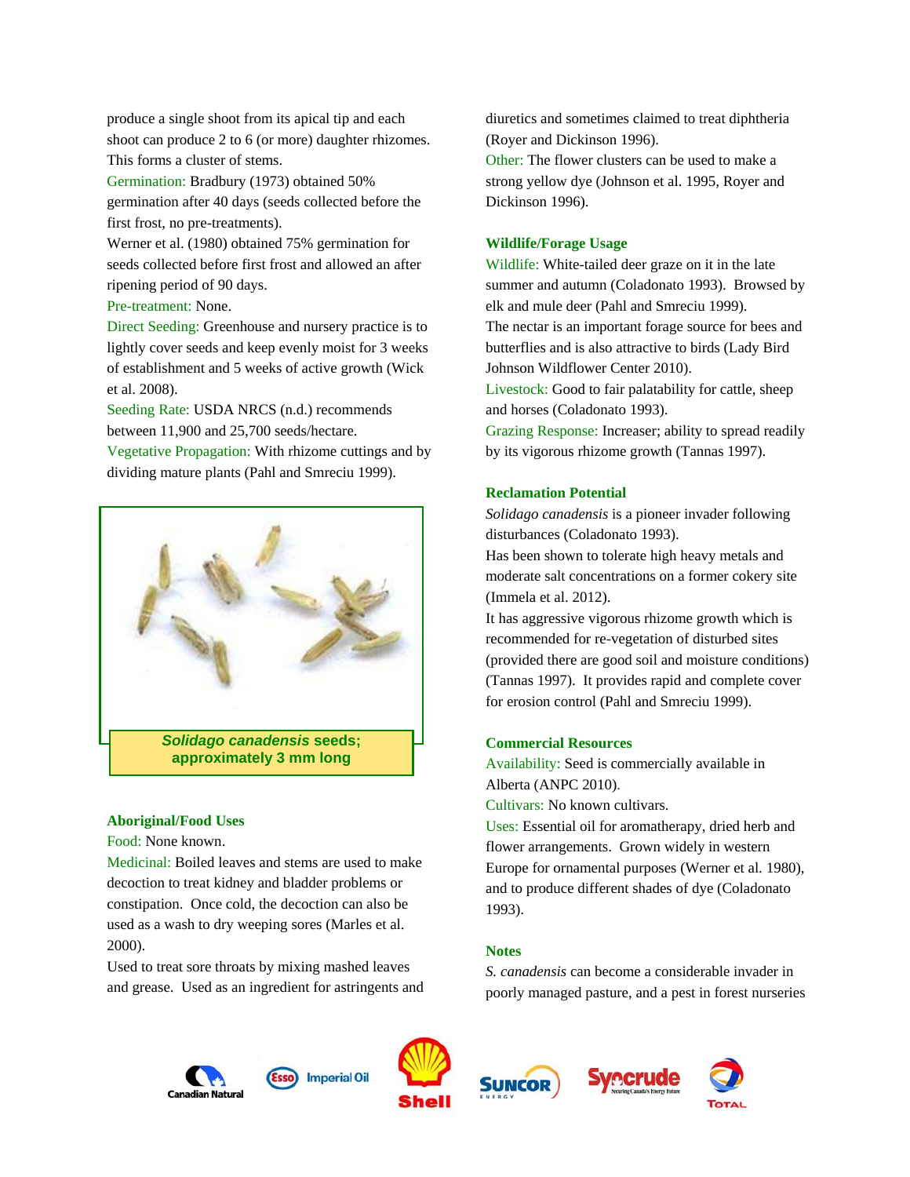produce a single shoot from its apical tip and each shoot can produce 2 to 6 (or more) daughter rhizomes. This forms a cluster of stems.

Germination: Bradbury (1973) obtained 50% germination after 40 days (seeds collected before the first frost, no pre-treatments).

Werner et al. (1980) obtained 75% germination for seeds collected before first frost and allowed an after ripening period of 90 days.

Pre-treatment: None.

Direct Seeding: Greenhouse and nursery practice is to lightly cover seeds and keep evenly moist for 3 weeks of establishment and 5 weeks of active growth (Wick et al. 2008).

Seeding Rate: USDA NRCS (n.d.) recommends between 11,900 and 25,700 seeds/hectare.

Vegetative Propagation: With rhizome cuttings and by dividing mature plants (Pahl and Smreciu 1999).

***Solidago canadensis*** **seeds; approximately 3 mm long**

### Aboriginal/Food Uses

Food: None known.

Medicinal: Boiled leaves and stems are used to make decoction to treat kidney and bladder problems or constipation. Once cold, the decoction can also be used as a wash to dry weeping sores (Marles et al. 2000).

Used to treat sore throats by mixing mashed leaves and grease. Used as an ingredient for astringents and diuretics and sometimes claimed to treat diphtheria (Royer and Dickinson 1996).

Other: The flower clusters can be used to make a strong yellow dye (Johnson et al. 1995, Royer and Dickinson 1996).

### Wildlife/Forage Usage

Wildlife: White-tailed deer graze on it in the late summer and autumn (Coladonato 1993). Browsed by elk and mule deer (Pahl and Smreciu 1999).

The nectar is an important forage source for bees and butterflies and is also attractive to birds (Lady Bird Johnson Wildflower Center 2010).

Livestock: Good to fair palatability for cattle, sheep and horses (Coladonato 1993).

Grazing Response: Increaser; ability to spread readily by its vigorous rhizome growth (Tannas 1997).

### Reclamation Potential

*Solidago canadensis* is a pioneer invader following disturbances (Coladonato 1993).

Has been shown to tolerate high heavy metals and moderate salt concentrations on a former cokery site (Immela et al. 2012).

It has aggressive vigorous rhizome growth which is recommended for re-vegetation of disturbed sites (provided there are good soil and moisture conditions) (Tannas 1997). It provides rapid and complete cover for erosion control (Pahl and Smreciu 1999).

### Commercial Resources

Availability: Seed is commercially available in Alberta (ANPC 2010).

Cultivars: No known cultivars.

Uses: Essential oil for aromatherapy, dried herb and flower arrangements. Grown widely in western Europe for ornamental purposes (Werner et al. 1980), and to produce different shades of dye (Coladonato 1993).

### Notes

*S. canadensis* can become a considerable invader in poorly managed pasture, and a pest in forest nurseries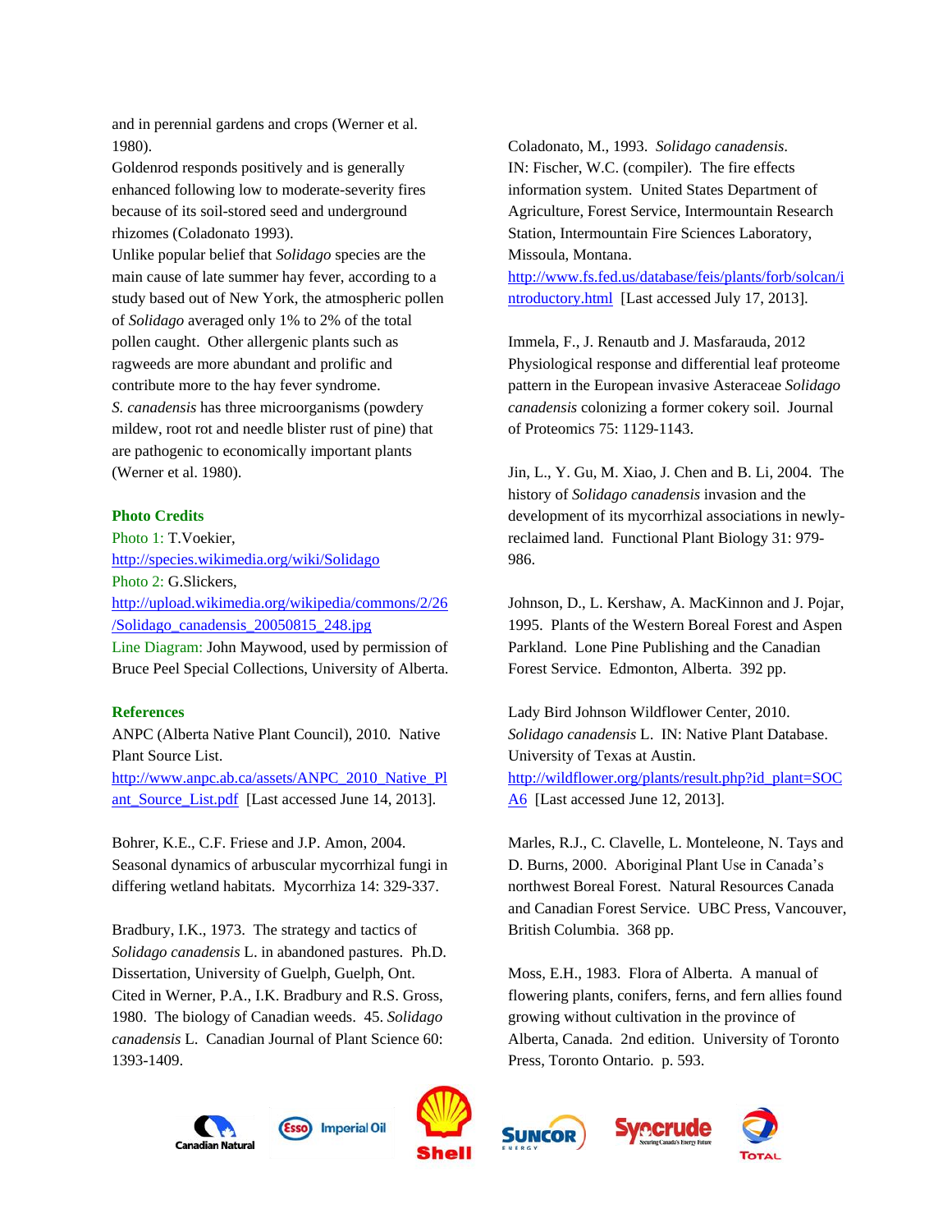and in perennial gardens and crops (Werner et al. 1980).

Goldenrod responds positively and is generally enhanced following low to moderate-severity fires because of its soil-stored seed and underground rhizomes (Coladonato 1993).

Unlike popular belief that *Solidago* species are the main cause of late summer hay fever, according to a study based out of New York, the atmospheric pollen of *Solidago* averaged only 1% to 2% of the total pollen caught. Other allergenic plants such as ragweeds are more abundant and prolific and contribute more to the hay fever syndrome.

*S. canadensis* has three microorganisms (powdery mildew, root rot and needle blister rust of pine) that are pathogenic to economically important plants (Werner et al. 1980).

### Photo Credits

Photo 1: T.Voekier, http://species.wikimedia.org/wiki/Solidago

Photo 2: G.Slickers, http://upload.wikimedia.org/wikipedia/commons/2/26/Solidago_canadensis_20050815_248.jpg

Line Diagram: John Maywood, used by permission of Bruce Peel Special Collections, University of Alberta.

### References

ANPC (Alberta Native Plant Council), 2010. Native Plant Source List. http://www.anpc.ab.ca/assets/ANPC_2010_Native_Plant_Source_List.pdf [Last accessed June 14, 2013].

Bohrer, K.E., C.F. Friese and J.P. Amon, 2004. Seasonal dynamics of arbuscular mycorrhizal fungi in differing wetland habitats. Mycorrhiza 14: 329-337.

Bradbury, I.K., 1973. The strategy and tactics of *Solidago canadensis* L. in abandoned pastures. Ph.D. Dissertation, University of Guelph, Guelph, Ont. Cited in Werner, P.A., I.K. Bradbury and R.S. Gross, 1980. The biology of Canadian weeds. 45. *Solidago canadensis* L. Canadian Journal of Plant Science 60: 1393-1409.

Coladonato, M., 1993. *Solidago canadensis*. IN: Fischer, W.C. (compiler). The fire effects information system. United States Department of Agriculture, Forest Service, Intermountain Research Station, Intermountain Fire Sciences Laboratory, Missoula, Montana. http://www.fs.fed.us/database/feis/plants/forb/solcan/introductory.html [Last accessed July 17, 2013].

Immela, F., J. Renautb and J. Masfarauda, 2012 Physiological response and differential leaf proteome pattern in the European invasive Asteraceae *Solidago canadensis* colonizing a former cokery soil. Journal of Proteomics 75: 1129-1143.

Jin, L., Y. Gu, M. Xiao, J. Chen and B. Li, 2004. The history of *Solidago canadensis* invasion and the development of its mycorrhizal associations in newly-reclaimed land. Functional Plant Biology 31: 979-986.

Johnson, D., L. Kershaw, A. MacKinnon and J. Pojar, 1995. Plants of the Western Boreal Forest and Aspen Parkland. Lone Pine Publishing and the Canadian Forest Service. Edmonton, Alberta. 392 pp.

Lady Bird Johnson Wildflower Center, 2010. *Solidago canadensis* L. IN: Native Plant Database. University of Texas at Austin. http://wildflower.org/plants/result.php?id_plant=SOCA6 [Last accessed June 12, 2013].

Marles, R.J., C. Clavelle, L. Monteleone, N. Tays and D. Burns, 2000. Aboriginal Plant Use in Canada's northwest Boreal Forest. Natural Resources Canada and Canadian Forest Service. UBC Press, Vancouver, British Columbia. 368 pp.

Moss, E.H., 1983. Flora of Alberta. A manual of flowering plants, conifers, ferns, and fern allies found growing without cultivation in the province of Alberta, Canada. 2nd edition. University of Toronto Press, Toronto Ontario. p. 593.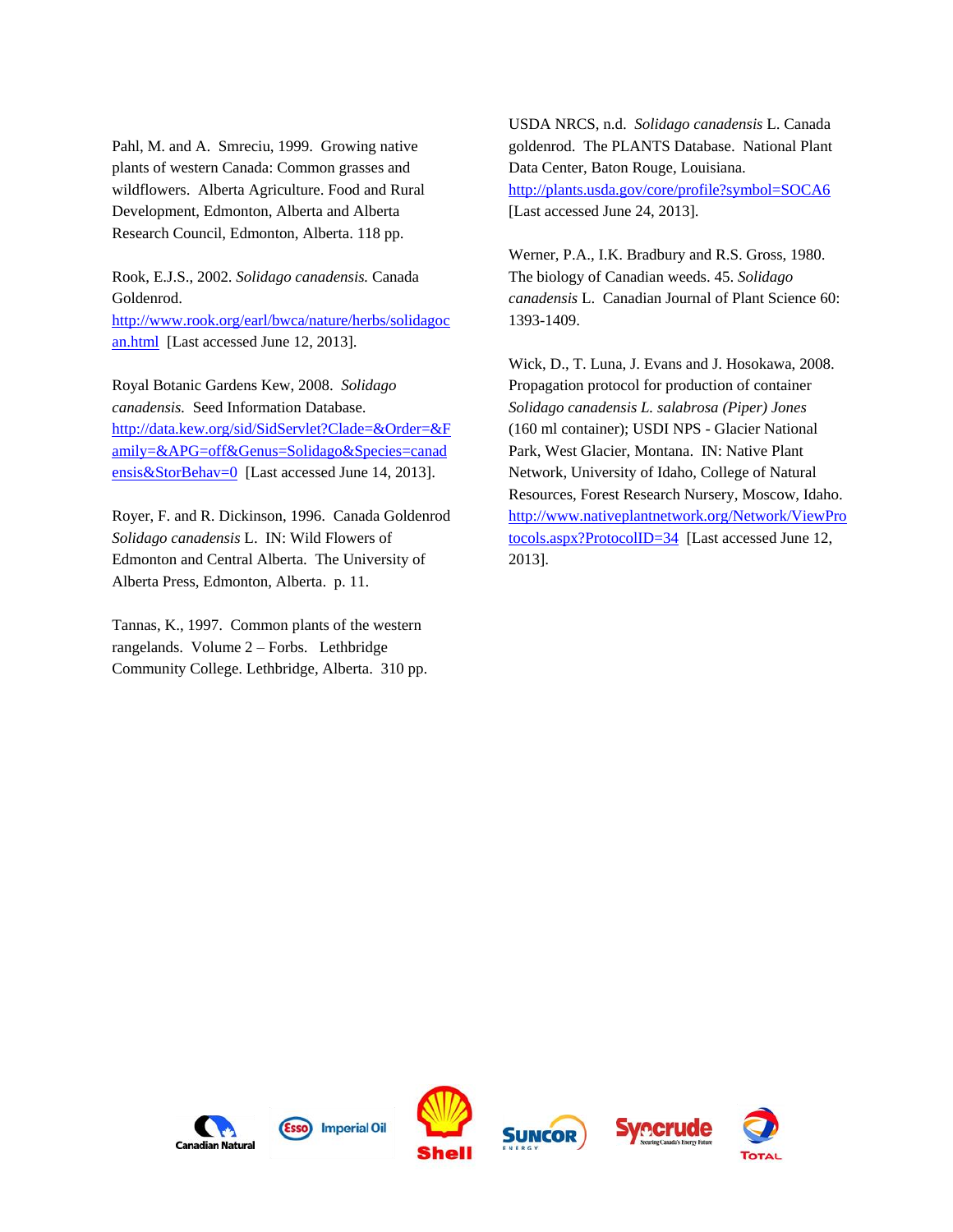Pahl, M. and A. Smreciu, 1999. Growing native plants of western Canada: Common grasses and wildflowers. Alberta Agriculture. Food and Rural Development, Edmonton, Alberta and Alberta Research Council, Edmonton, Alberta. 118 pp.

Rook, E.J.S., 2002. *Solidago canadensis.* Canada Goldenrod. http://www.rook.org/earl/bwca/nature/herbs/solidagocan.html [Last accessed June 12, 2013].

Royal Botanic Gardens Kew, 2008. *Solidago canadensis.* Seed Information Database. http://data.kew.org/sid/SidServlet?Clade=&Order=&Family=&APG=off&Genus=Solidago&Species=canadensis&StorBehav=0 [Last accessed June 14, 2013].

Royer, F. and R. Dickinson, 1996. Canada Goldenrod *Solidago canadensis* L. IN: Wild Flowers of Edmonton and Central Alberta. The University of Alberta Press, Edmonton, Alberta. p. 11.

Tannas, K., 1997. Common plants of the western rangelands. Volume 2 – Forbs. Lethbridge Community College. Lethbridge, Alberta. 310 pp.

USDA NRCS, n.d. *Solidago canadensis* L. Canada goldenrod. The PLANTS Database. National Plant Data Center, Baton Rouge, Louisiana. http://plants.usda.gov/core/profile?symbol=SOCA6 [Last accessed June 24, 2013].

Werner, P.A., I.K. Bradbury and R.S. Gross, 1980. The biology of Canadian weeds. 45. *Solidago canadensis* L. Canadian Journal of Plant Science 60: 1393-1409.

Wick, D., T. Luna, J. Evans and J. Hosokawa, 2008. Propagation protocol for production of container *Solidago canadensis L. salabrosa (Piper) Jones* (160 ml container); USDI NPS - Glacier National Park, West Glacier, Montana. IN: Native Plant Network, University of Idaho, College of Natural Resources, Forest Research Nursery, Moscow, Idaho. http://www.nativeplantnetwork.org/Network/ViewProtocols.aspx?ProtocolID=34 [Last accessed June 12, 2013].